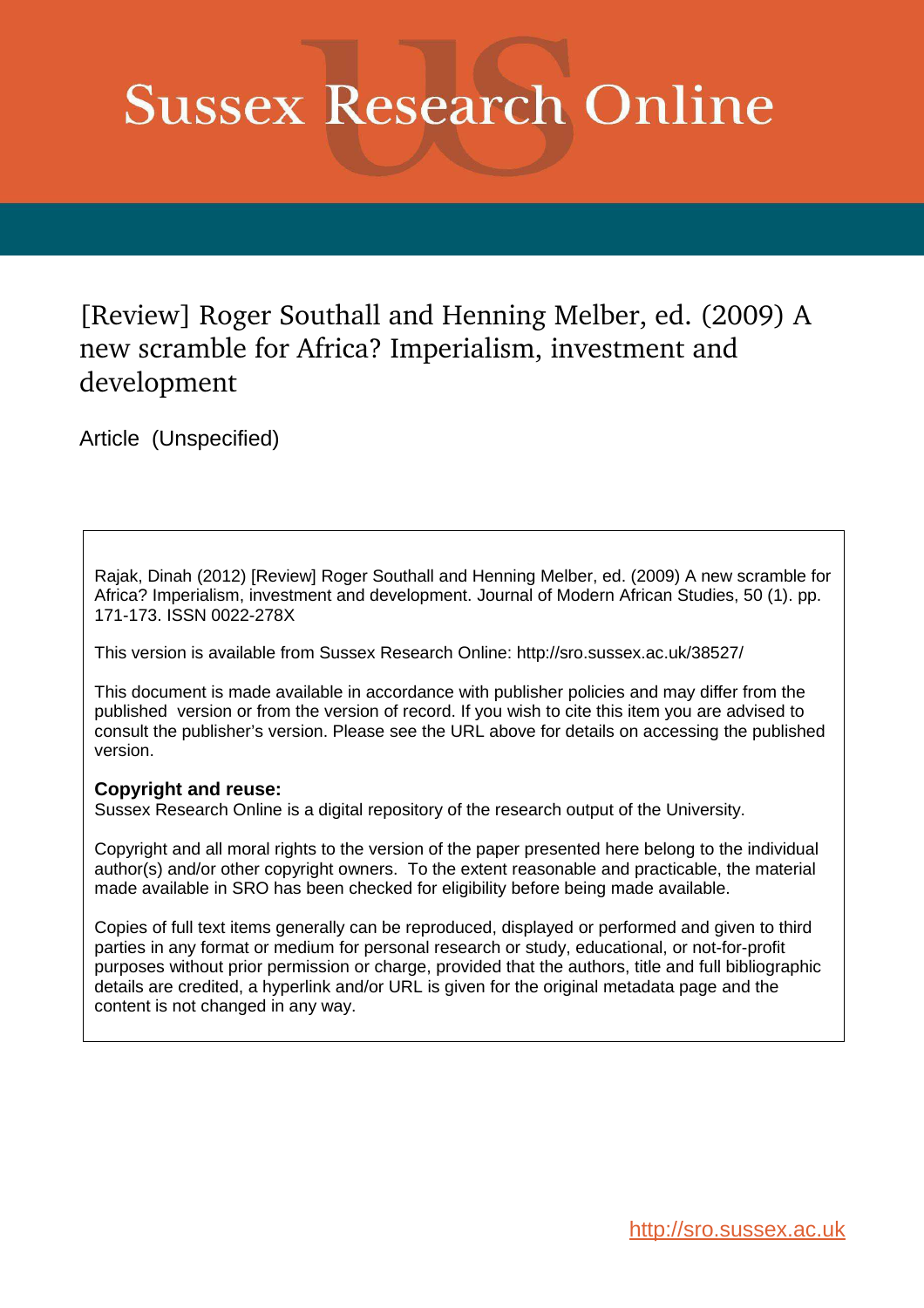# Sussex Research Online

## [Review] Roger Southall and Henning Melber, ed. (2009) A new scramble for Africa? Imperialism, investment and development

Article (Unspecified)

Rajak, Dinah (2012) [Review] Roger Southall and Henning Melber, ed. (2009) A new scramble for Africa? Imperialism, investment and development. Journal of Modern African Studies, 50 (1). pp. 171-173. ISSN 0022-278X

This version is available from Sussex Research Online: http://sro.sussex.ac.uk/38527/

This document is made available in accordance with publisher policies and may differ from the published version or from the version of record. If you wish to cite this item you are advised to consult the publisher's version. Please see the URL above for details on accessing the published version.

**Copyright and reuse:**
Sussex Research Online is a digital repository of the research output of the University.

Copyright and all moral rights to the version of the paper presented here belong to the individual author(s) and/or other copyright owners. To the extent reasonable and practicable, the material made available in SRO has been checked for eligibility before being made available.

Copies of full text items generally can be reproduced, displayed or performed and given to third parties in any format or medium for personal research or study, educational, or not-for-profit purposes without prior permission or charge, provided that the authors, title and full bibliographic details are credited, a hyperlink and/or URL is given for the original metadata page and the content is not changed in any way.

http://sro.sussex.ac.uk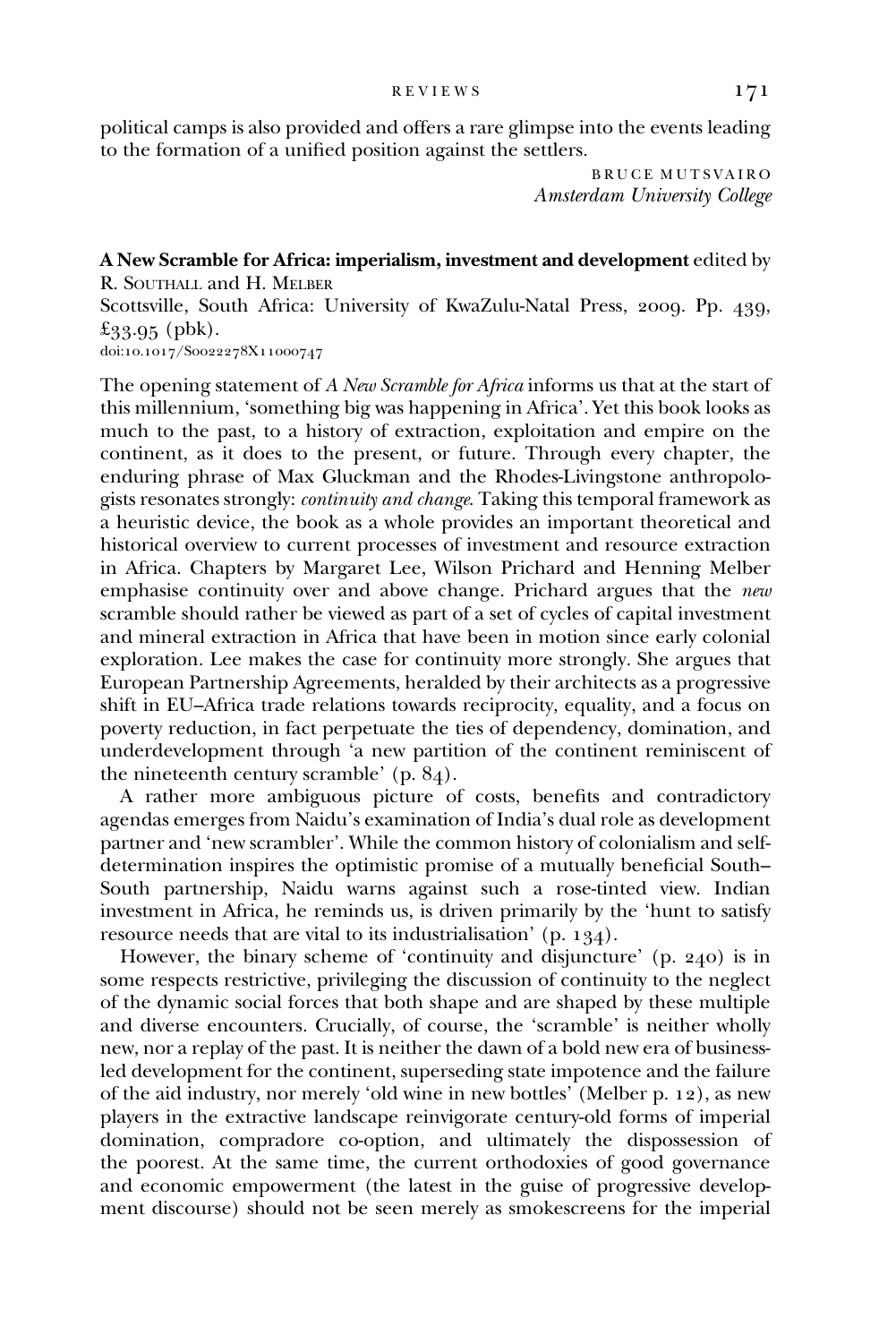political camps is also provided and offers a rare glimpse into the events leading to the formation of a unified position against the settlers.

BRUCE MUTSVAIRO
*Amsterdam University College*

**A New Scramble for Africa: imperialism, investment and development** edited by R. SOUTHALL and H. MELBER
Scottsville, South Africa: University of KwaZulu-Natal Press, 2009. Pp. 439, £33.95 (pbk).
doi:10.1017/S0022278X11000747

The opening statement of *A New Scramble for Africa* informs us that at the start of this millennium, 'something big was happening in Africa'. Yet this book looks as much to the past, to a history of extraction, exploitation and empire on the continent, as it does to the present, or future. Through every chapter, the enduring phrase of Max Gluckman and the Rhodes-Livingstone anthropologists resonates strongly: *continuity and change*. Taking this temporal framework as a heuristic device, the book as a whole provides an important theoretical and historical overview to current processes of investment and resource extraction in Africa. Chapters by Margaret Lee, Wilson Prichard and Henning Melber emphasise continuity over and above change. Prichard argues that the *new* scramble should rather be viewed as part of a set of cycles of capital investment and mineral extraction in Africa that have been in motion since early colonial exploration. Lee makes the case for continuity more strongly. She argues that European Partnership Agreements, heralded by their architects as a progressive shift in EU–Africa trade relations towards reciprocity, equality, and a focus on poverty reduction, in fact perpetuate the ties of dependency, domination, and underdevelopment through 'a new partition of the continent reminiscent of the nineteenth century scramble' (p. 84).

A rather more ambiguous picture of costs, benefits and contradictory agendas emerges from Naidu's examination of India's dual role as development partner and 'new scrambler'. While the common history of colonialism and self-determination inspires the optimistic promise of a mutually beneficial South–South partnership, Naidu warns against such a rose-tinted view. Indian investment in Africa, he reminds us, is driven primarily by the 'hunt to satisfy resource needs that are vital to its industrialisation' (p. 134).

However, the binary scheme of 'continuity and disjuncture' (p. 240) is in some respects restrictive, privileging the discussion of continuity to the neglect of the dynamic social forces that both shape and are shaped by these multiple and diverse encounters. Crucially, of course, the 'scramble' is neither wholly new, nor a replay of the past. It is neither the dawn of a bold new era of business-led development for the continent, superseding state impotence and the failure of the aid industry, nor merely 'old wine in new bottles' (Melber p. 12), as new players in the extractive landscape reinvigorate century-old forms of imperial domination, compradore co-option, and ultimately the dispossession of the poorest. At the same time, the current orthodoxies of good governance and economic empowerment (the latest in the guise of progressive development discourse) should not be seen merely as smokescreens for the imperial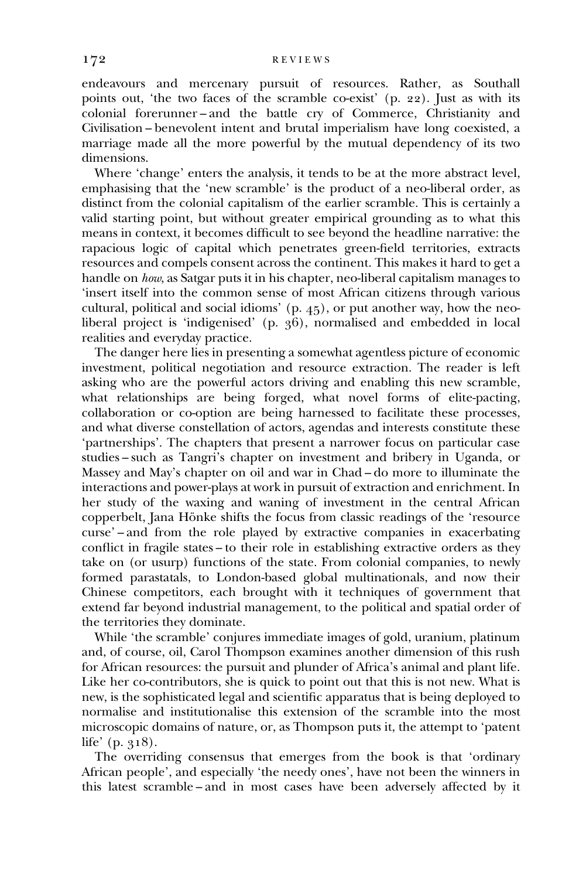endeavours and mercenary pursuit of resources. Rather, as Southall points out, 'the two faces of the scramble co-exist' (p. 22). Just as with its colonial forerunner – and the battle cry of Commerce, Christianity and Civilisation – benevolent intent and brutal imperialism have long coexisted, a marriage made all the more powerful by the mutual dependency of its two dimensions.

Where 'change' enters the analysis, it tends to be at the more abstract level, emphasising that the 'new scramble' is the product of a neo-liberal order, as distinct from the colonial capitalism of the earlier scramble. This is certainly a valid starting point, but without greater empirical grounding as to what this means in context, it becomes difficult to see beyond the headline narrative: the rapacious logic of capital which penetrates green-field territories, extracts resources and compels consent across the continent. This makes it hard to get a handle on *how*, as Satgar puts it in his chapter, neo-liberal capitalism manages to 'insert itself into the common sense of most African citizens through various cultural, political and social idioms' (p. 45), or put another way, how the neo-liberal project is 'indigenised' (p. 36), normalised and embedded in local realities and everyday practice.

The danger here lies in presenting a somewhat agentless picture of economic investment, political negotiation and resource extraction. The reader is left asking who are the powerful actors driving and enabling this new scramble, what relationships are being forged, what novel forms of elite-pacting, collaboration or co-option are being harnessed to facilitate these processes, and what diverse constellation of actors, agendas and interests constitute these 'partnerships'. The chapters that present a narrower focus on particular case studies – such as Tangri's chapter on investment and bribery in Uganda, or Massey and May's chapter on oil and war in Chad – do more to illuminate the interactions and power-plays at work in pursuit of extraction and enrichment. In her study of the waxing and waning of investment in the central African copperbelt, Jana Hönke shifts the focus from classic readings of the 'resource curse' – and from the role played by extractive companies in exacerbating conflict in fragile states – to their role in establishing extractive orders as they take on (or usurp) functions of the state. From colonial companies, to newly formed parastatals, to London-based global multinationals, and now their Chinese competitors, each brought with it techniques of government that extend far beyond industrial management, to the political and spatial order of the territories they dominate.

While 'the scramble' conjures immediate images of gold, uranium, platinum and, of course, oil, Carol Thompson examines another dimension of this rush for African resources: the pursuit and plunder of Africa's animal and plant life. Like her co-contributors, she is quick to point out that this is not new. What is new, is the sophisticated legal and scientific apparatus that is being deployed to normalise and institutionalise this extension of the scramble into the most microscopic domains of nature, or, as Thompson puts it, the attempt to 'patent life' (p. 318).

The overriding consensus that emerges from the book is that 'ordinary African people', and especially 'the needy ones', have not been the winners in this latest scramble – and in most cases have been adversely affected by it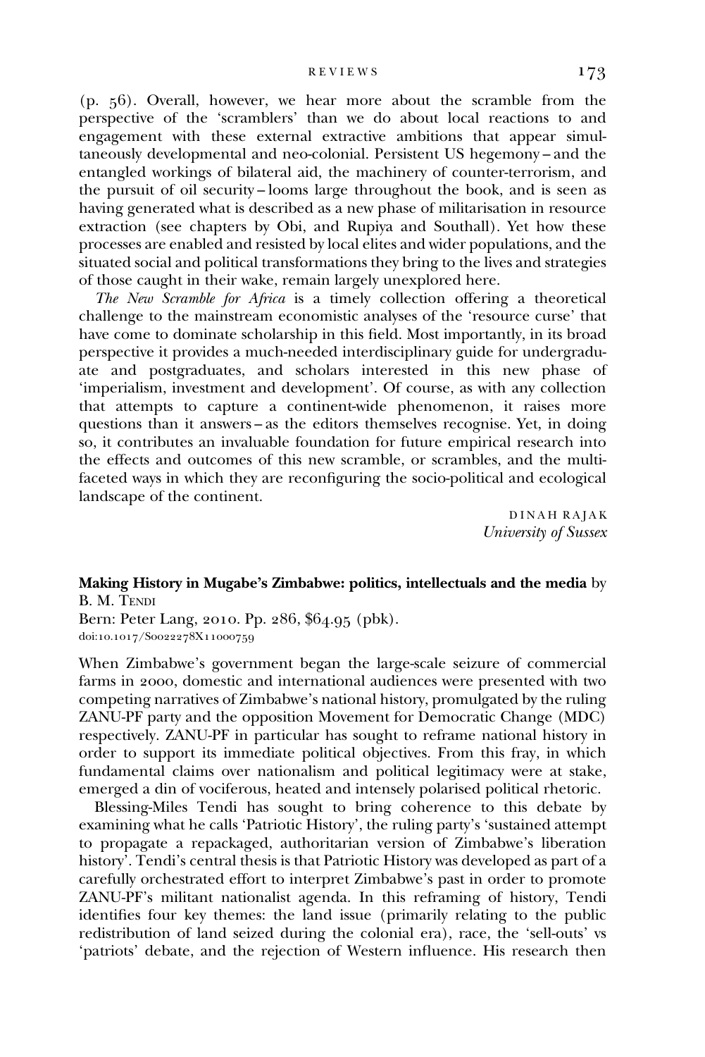(p. 56). Overall, however, we hear more about the scramble from the perspective of the 'scramblers' than we do about local reactions to and engagement with these external extractive ambitions that appear simultaneously developmental and neo-colonial. Persistent US hegemony – and the entangled workings of bilateral aid, the machinery of counter-terrorism, and the pursuit of oil security – looms large throughout the book, and is seen as having generated what is described as a new phase of militarisation in resource extraction (see chapters by Obi, and Rupiya and Southall). Yet how these processes are enabled and resisted by local elites and wider populations, and the situated social and political transformations they bring to the lives and strategies of those caught in their wake, remain largely unexplored here.

*The New Scramble for Africa* is a timely collection offering a theoretical challenge to the mainstream economistic analyses of the 'resource curse' that have come to dominate scholarship in this field. Most importantly, in its broad perspective it provides a much-needed interdisciplinary guide for undergraduate and postgraduates, and scholars interested in this new phase of 'imperialism, investment and development'. Of course, as with any collection that attempts to capture a continent-wide phenomenon, it raises more questions than it answers – as the editors themselves recognise. Yet, in doing so, it contributes an invaluable foundation for future empirical research into the effects and outcomes of this new scramble, or scrambles, and the multifaceted ways in which they are reconfiguring the socio-political and ecological landscape of the continent.

DINAH RAJAK
*University of Sussex*

**Making History in Mugabe's Zimbabwe: politics, intellectuals and the media** by B. M. TENDI

Bern: Peter Lang, 2010. Pp. 286, $64.95 (pbk).
doi:10.1017/S0022278X11000759

When Zimbabwe's government began the large-scale seizure of commercial farms in 2000, domestic and international audiences were presented with two competing narratives of Zimbabwe's national history, promulgated by the ruling ZANU-PF party and the opposition Movement for Democratic Change (MDC) respectively. ZANU-PF in particular has sought to reframe national history in order to support its immediate political objectives. From this fray, in which fundamental claims over nationalism and political legitimacy were at stake, emerged a din of vociferous, heated and intensely polarised political rhetoric.

Blessing-Miles Tendi has sought to bring coherence to this debate by examining what he calls 'Patriotic History', the ruling party's 'sustained attempt to propagate a repackaged, authoritarian version of Zimbabwe's liberation history'. Tendi's central thesis is that Patriotic History was developed as part of a carefully orchestrated effort to interpret Zimbabwe's past in order to promote ZANU-PF's militant nationalist agenda. In this reframing of history, Tendi identifies four key themes: the land issue (primarily relating to the public redistribution of land seized during the colonial era), race, the 'sell-outs' vs 'patriots' debate, and the rejection of Western influence. His research then